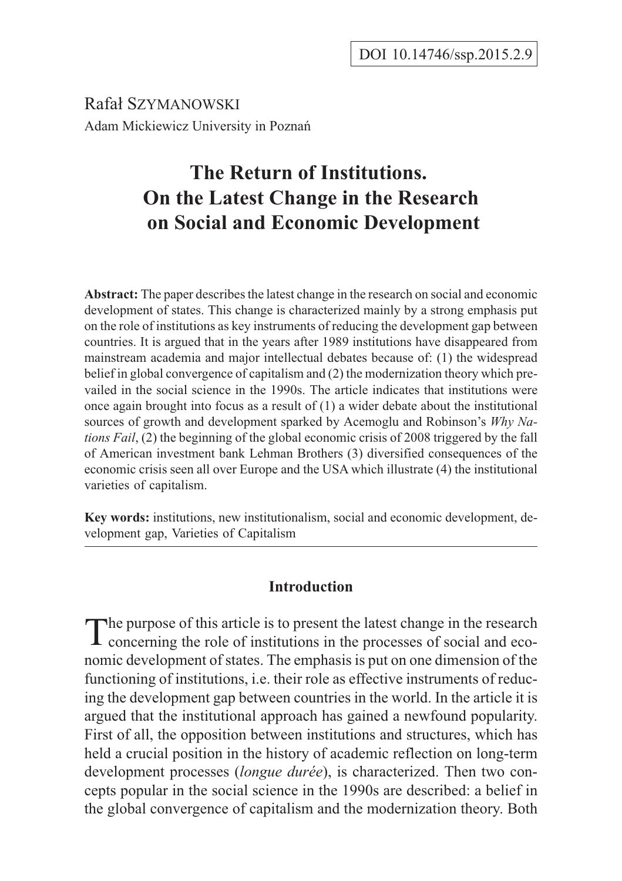DOI 10.14746/ssp.2015.2.9

Rafał Szymanowski
Adam Mickiewicz University in Poznań

# The Return of Institutions. On the Latest Change in the Research on Social and Economic Development

**Abstract:** The paper describes the latest change in the research on social and economic development of states. This change is characterized mainly by a strong emphasis put on the role of institutions as key instruments of reducing the development gap between countries. It is argued that in the years after 1989 institutions have disappeared from mainstream academia and major intellectual debates because of: (1) the widespread belief in global convergence of capitalism and (2) the modernization theory which prevailed in the social science in the 1990s. The article indicates that institutions were once again brought into focus as a result of (1) a wider debate about the institutional sources of growth and development sparked by Acemoglu and Robinson's *Why Nations Fail*, (2) the beginning of the global economic crisis of 2008 triggered by the fall of American investment bank Lehman Brothers (3) diversified consequences of the economic crisis seen all over Europe and the USA which illustrate (4) the institutional varieties of capitalism.

**Key words:** institutions, new institutionalism, social and economic development, development gap, Varieties of Capitalism

## Introduction

The purpose of this article is to present the latest change in the research concerning the role of institutions in the processes of social and economic development of states. The emphasis is put on one dimension of the functioning of institutions, i.e. their role as effective instruments of reducing the development gap between countries in the world. In the article it is argued that the institutional approach has gained a newfound popularity. First of all, the opposition between institutions and structures, which has held a crucial position in the history of academic reflection on long-term development processes (*longue durée*), is characterized. Then two concepts popular in the social science in the 1990s are described: a belief in the global convergence of capitalism and the modernization theory. Both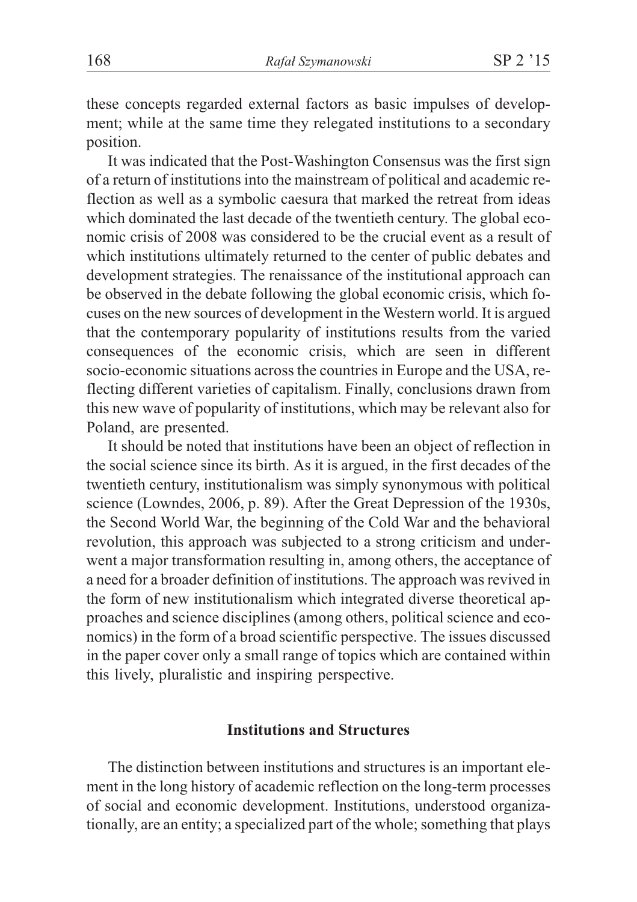these concepts regarded external factors as basic impulses of development; while at the same time they relegated institutions to a secondary position.

It was indicated that the Post-Washington Consensus was the first sign of a return of institutions into the mainstream of political and academic reflection as well as a symbolic caesura that marked the retreat from ideas which dominated the last decade of the twentieth century. The global economic crisis of 2008 was considered to be the crucial event as a result of which institutions ultimately returned to the center of public debates and development strategies. The renaissance of the institutional approach can be observed in the debate following the global economic crisis, which focuses on the new sources of development in the Western world. It is argued that the contemporary popularity of institutions results from the varied consequences of the economic crisis, which are seen in different socio-economic situations across the countries in Europe and the USA, reflecting different varieties of capitalism. Finally, conclusions drawn from this new wave of popularity of institutions, which may be relevant also for Poland, are presented.

It should be noted that institutions have been an object of reflection in the social science since its birth. As it is argued, in the first decades of the twentieth century, institutionalism was simply synonymous with political science (Lowndes, 2006, p. 89). After the Great Depression of the 1930s, the Second World War, the beginning of the Cold War and the behavioral revolution, this approach was subjected to a strong criticism and underwent a major transformation resulting in, among others, the acceptance of a need for a broader definition of institutions. The approach was revived in the form of new institutionalism which integrated diverse theoretical approaches and science disciplines (among others, political science and economics) in the form of a broad scientific perspective. The issues discussed in the paper cover only a small range of topics which are contained within this lively, pluralistic and inspiring perspective.

## Institutions and Structures

The distinction between institutions and structures is an important element in the long history of academic reflection on the long-term processes of social and economic development. Institutions, understood organizationally, are an entity; a specialized part of the whole; something that plays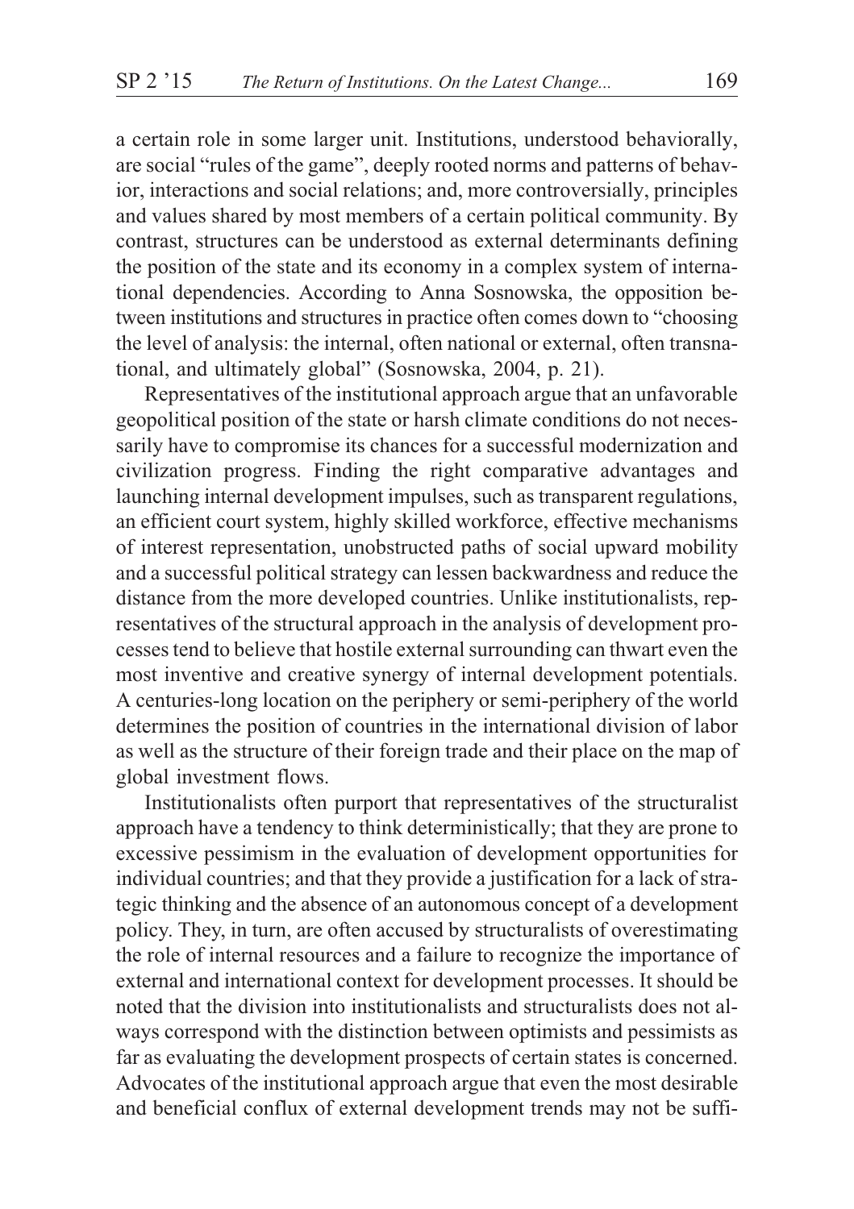a certain role in some larger unit. Institutions, understood behaviorally, are social "rules of the game", deeply rooted norms and patterns of behavior, interactions and social relations; and, more controversially, principles and values shared by most members of a certain political community. By contrast, structures can be understood as external determinants defining the position of the state and its economy in a complex system of international dependencies. According to Anna Sosnowska, the opposition between institutions and structures in practice often comes down to "choosing the level of analysis: the internal, often national or external, often transnational, and ultimately global" (Sosnowska, 2004, p. 21).

Representatives of the institutional approach argue that an unfavorable geopolitical position of the state or harsh climate conditions do not necessarily have to compromise its chances for a successful modernization and civilization progress. Finding the right comparative advantages and launching internal development impulses, such as transparent regulations, an efficient court system, highly skilled workforce, effective mechanisms of interest representation, unobstructed paths of social upward mobility and a successful political strategy can lessen backwardness and reduce the distance from the more developed countries. Unlike institutionalists, representatives of the structural approach in the analysis of development processes tend to believe that hostile external surrounding can thwart even the most inventive and creative synergy of internal development potentials. A centuries-long location on the periphery or semi-periphery of the world determines the position of countries in the international division of labor as well as the structure of their foreign trade and their place on the map of global investment flows.

Institutionalists often purport that representatives of the structuralist approach have a tendency to think deterministically; that they are prone to excessive pessimism in the evaluation of development opportunities for individual countries; and that they provide a justification for a lack of strategic thinking and the absence of an autonomous concept of a development policy. They, in turn, are often accused by structuralists of overestimating the role of internal resources and a failure to recognize the importance of external and international context for development processes. It should be noted that the division into institutionalists and structuralists does not always correspond with the distinction between optimists and pessimists as far as evaluating the development prospects of certain states is concerned. Advocates of the institutional approach argue that even the most desirable and beneficial conflux of external development trends may not be suffi-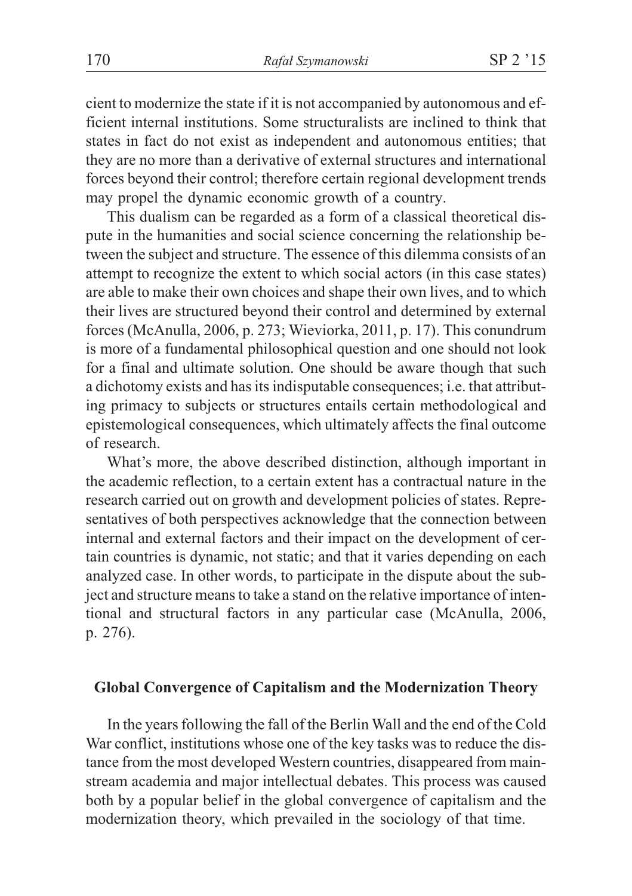cient to modernize the state if it is not accompanied by autonomous and efficient internal institutions. Some structuralists are inclined to think that states in fact do not exist as independent and autonomous entities; that they are no more than a derivative of external structures and international forces beyond their control; therefore certain regional development trends may propel the dynamic economic growth of a country.

This dualism can be regarded as a form of a classical theoretical dispute in the humanities and social science concerning the relationship between the subject and structure. The essence of this dilemma consists of an attempt to recognize the extent to which social actors (in this case states) are able to make their own choices and shape their own lives, and to which their lives are structured beyond their control and determined by external forces (McAnulla, 2006, p. 273; Wieviorka, 2011, p. 17). This conundrum is more of a fundamental philosophical question and one should not look for a final and ultimate solution. One should be aware though that such a dichotomy exists and has its indisputable consequences; i.e. that attributing primacy to subjects or structures entails certain methodological and epistemological consequences, which ultimately affects the final outcome of research.

What's more, the above described distinction, although important in the academic reflection, to a certain extent has a contractual nature in the research carried out on growth and development policies of states. Representatives of both perspectives acknowledge that the connection between internal and external factors and their impact on the development of certain countries is dynamic, not static; and that it varies depending on each analyzed case. In other words, to participate in the dispute about the subject and structure means to take a stand on the relative importance of intentional and structural factors in any particular case (McAnulla, 2006, p. 276).

## Global Convergence of Capitalism and the Modernization Theory

In the years following the fall of the Berlin Wall and the end of the Cold War conflict, institutions whose one of the key tasks was to reduce the distance from the most developed Western countries, disappeared from mainstream academia and major intellectual debates. This process was caused both by a popular belief in the global convergence of capitalism and the modernization theory, which prevailed in the sociology of that time.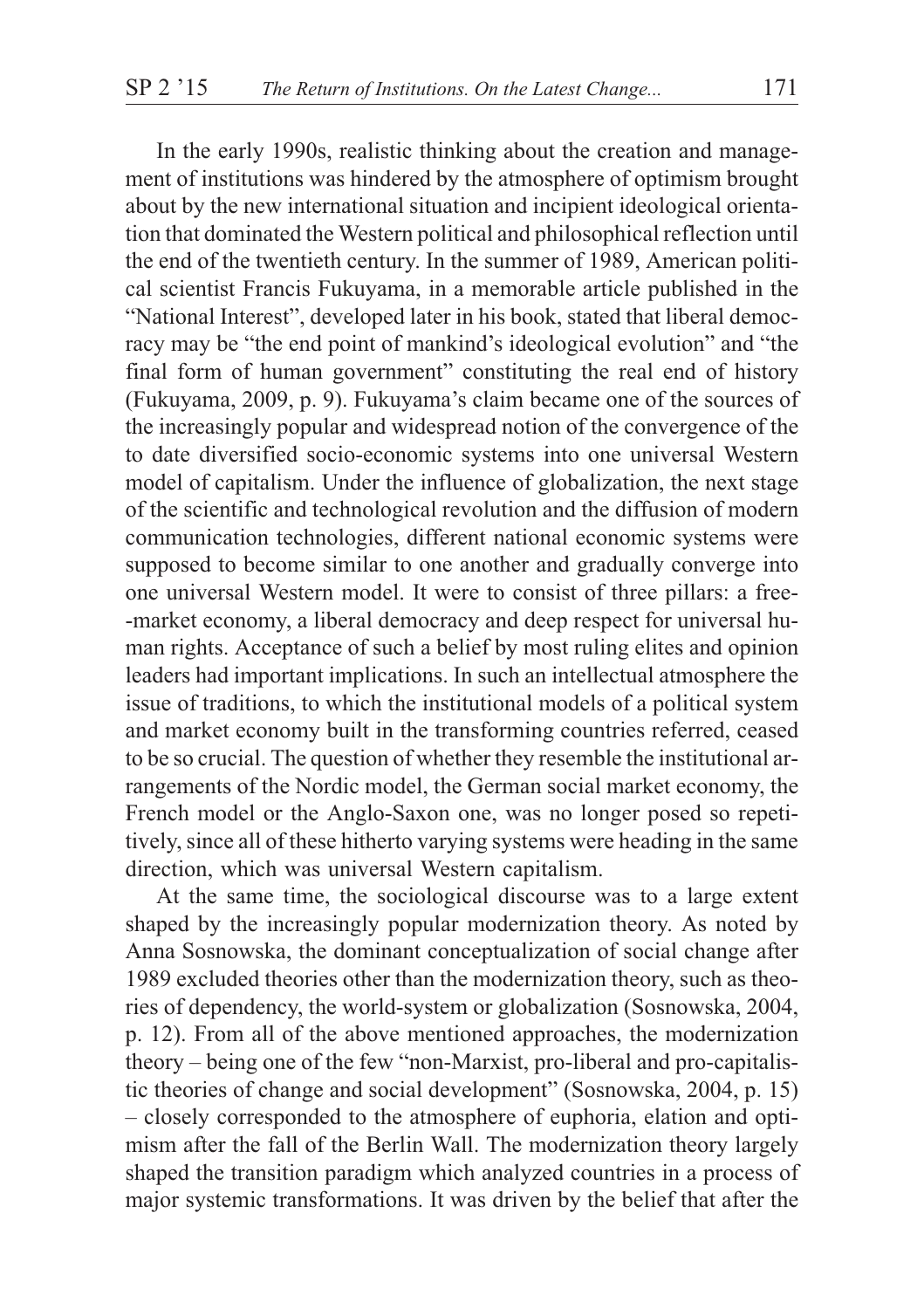In the early 1990s, realistic thinking about the creation and management of institutions was hindered by the atmosphere of optimism brought about by the new international situation and incipient ideological orientation that dominated the Western political and philosophical reflection until the end of the twentieth century. In the summer of 1989, American political scientist Francis Fukuyama, in a memorable article published in the "National Interest", developed later in his book, stated that liberal democracy may be "the end point of mankind's ideological evolution" and "the final form of human government" constituting the real end of history (Fukuyama, 2009, p. 9). Fukuyama's claim became one of the sources of the increasingly popular and widespread notion of the convergence of the to date diversified socio-economic systems into one universal Western model of capitalism. Under the influence of globalization, the next stage of the scientific and technological revolution and the diffusion of modern communication technologies, different national economic systems were supposed to become similar to one another and gradually converge into one universal Western model. It were to consist of three pillars: a free-market economy, a liberal democracy and deep respect for universal human rights. Acceptance of such a belief by most ruling elites and opinion leaders had important implications. In such an intellectual atmosphere the issue of traditions, to which the institutional models of a political system and market economy built in the transforming countries referred, ceased to be so crucial. The question of whether they resemble the institutional arrangements of the Nordic model, the German social market economy, the French model or the Anglo-Saxon one, was no longer posed so repetitively, since all of these hitherto varying systems were heading in the same direction, which was universal Western capitalism.

At the same time, the sociological discourse was to a large extent shaped by the increasingly popular modernization theory. As noted by Anna Sosnowska, the dominant conceptualization of social change after 1989 excluded theories other than the modernization theory, such as theories of dependency, the world-system or globalization (Sosnowska, 2004, p. 12). From all of the above mentioned approaches, the modernization theory – being one of the few "non-Marxist, pro-liberal and pro-capitalistic theories of change and social development" (Sosnowska, 2004, p. 15) – closely corresponded to the atmosphere of euphoria, elation and optimism after the fall of the Berlin Wall. The modernization theory largely shaped the transition paradigm which analyzed countries in a process of major systemic transformations. It was driven by the belief that after the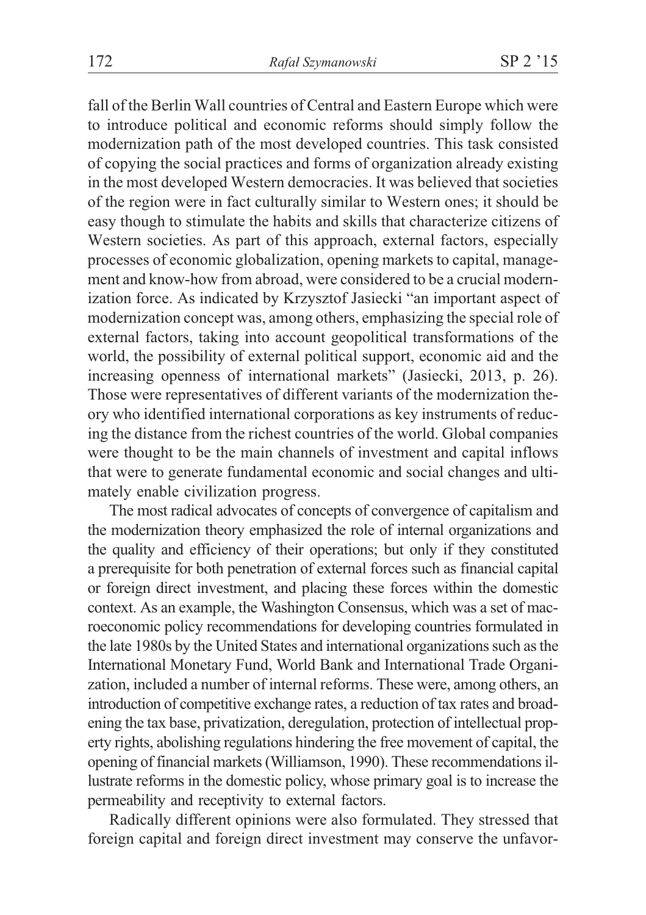fall of the Berlin Wall countries of Central and Eastern Europe which were to introduce political and economic reforms should simply follow the modernization path of the most developed countries. This task consisted of copying the social practices and forms of organization already existing in the most developed Western democracies. It was believed that societies of the region were in fact culturally similar to Western ones; it should be easy though to stimulate the habits and skills that characterize citizens of Western societies. As part of this approach, external factors, especially processes of economic globalization, opening markets to capital, management and know-how from abroad, were considered to be a crucial modernization force. As indicated by Krzysztof Jasiecki "an important aspect of modernization concept was, among others, emphasizing the special role of external factors, taking into account geopolitical transformations of the world, the possibility of external political support, economic aid and the increasing openness of international markets" (Jasiecki, 2013, p. 26). Those were representatives of different variants of the modernization theory who identified international corporations as key instruments of reducing the distance from the richest countries of the world. Global companies were thought to be the main channels of investment and capital inflows that were to generate fundamental economic and social changes and ultimately enable civilization progress.

The most radical advocates of concepts of convergence of capitalism and the modernization theory emphasized the role of internal organizations and the quality and efficiency of their operations; but only if they constituted a prerequisite for both penetration of external forces such as financial capital or foreign direct investment, and placing these forces within the domestic context. As an example, the Washington Consensus, which was a set of macroeconomic policy recommendations for developing countries formulated in the late 1980s by the United States and international organizations such as the International Monetary Fund, World Bank and International Trade Organization, included a number of internal reforms. These were, among others, an introduction of competitive exchange rates, a reduction of tax rates and broadening the tax base, privatization, deregulation, protection of intellectual property rights, abolishing regulations hindering the free movement of capital, the opening of financial markets (Williamson, 1990). These recommendations illustrate reforms in the domestic policy, whose primary goal is to increase the permeability and receptivity to external factors.

Radically different opinions were also formulated. They stressed that foreign capital and foreign direct investment may conserve the unfavor-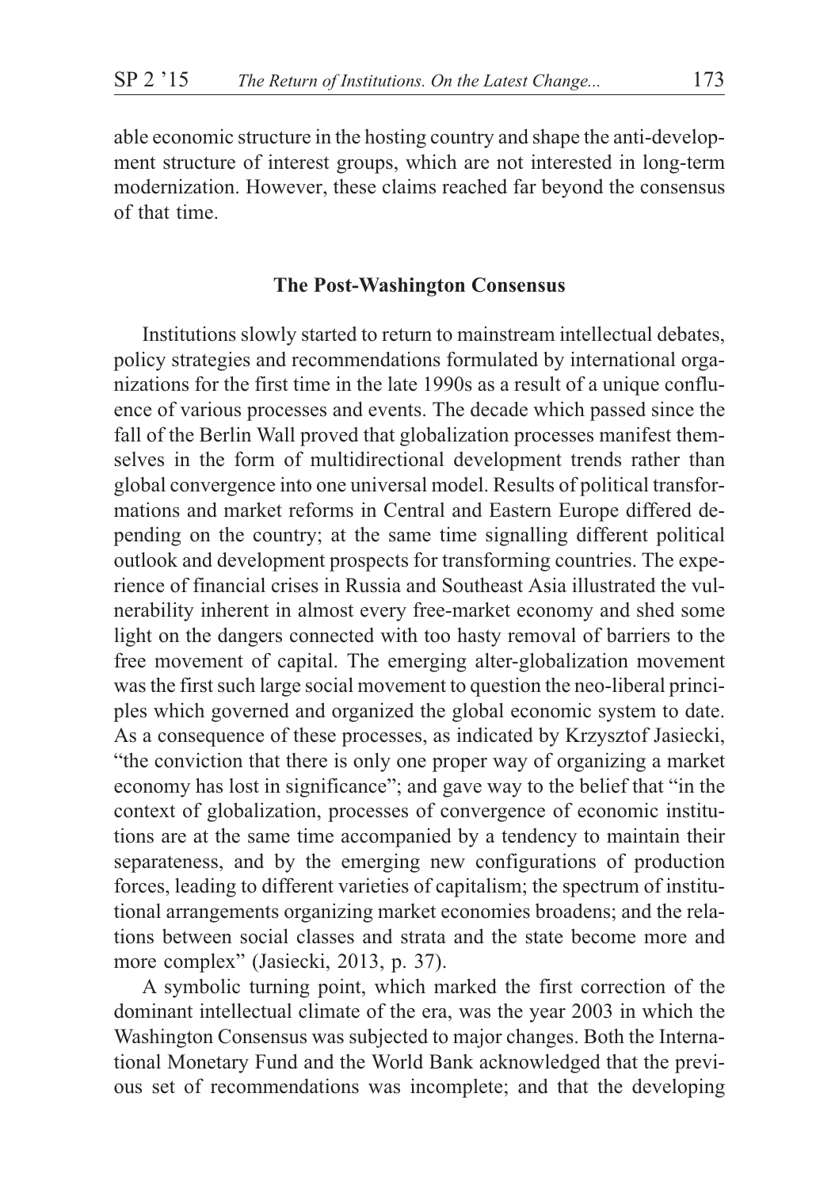able economic structure in the hosting country and shape the anti-development structure of interest groups, which are not interested in long-term modernization. However, these claims reached far beyond the consensus of that time.

## The Post-Washington Consensus

Institutions slowly started to return to mainstream intellectual debates, policy strategies and recommendations formulated by international organizations for the first time in the late 1990s as a result of a unique confluence of various processes and events. The decade which passed since the fall of the Berlin Wall proved that globalization processes manifest themselves in the form of multidirectional development trends rather than global convergence into one universal model. Results of political transformations and market reforms in Central and Eastern Europe differed depending on the country; at the same time signalling different political outlook and development prospects for transforming countries. The experience of financial crises in Russia and Southeast Asia illustrated the vulnerability inherent in almost every free-market economy and shed some light on the dangers connected with too hasty removal of barriers to the free movement of capital. The emerging alter-globalization movement was the first such large social movement to question the neo-liberal principles which governed and organized the global economic system to date. As a consequence of these processes, as indicated by Krzysztof Jasiecki, "the conviction that there is only one proper way of organizing a market economy has lost in significance"; and gave way to the belief that "in the context of globalization, processes of convergence of economic institutions are at the same time accompanied by a tendency to maintain their separateness, and by the emerging new configurations of production forces, leading to different varieties of capitalism; the spectrum of institutional arrangements organizing market economies broadens; and the relations between social classes and strata and the state become more and more complex" (Jasiecki, 2013, p. 37).

A symbolic turning point, which marked the first correction of the dominant intellectual climate of the era, was the year 2003 in which the Washington Consensus was subjected to major changes. Both the International Monetary Fund and the World Bank acknowledged that the previous set of recommendations was incomplete; and that the developing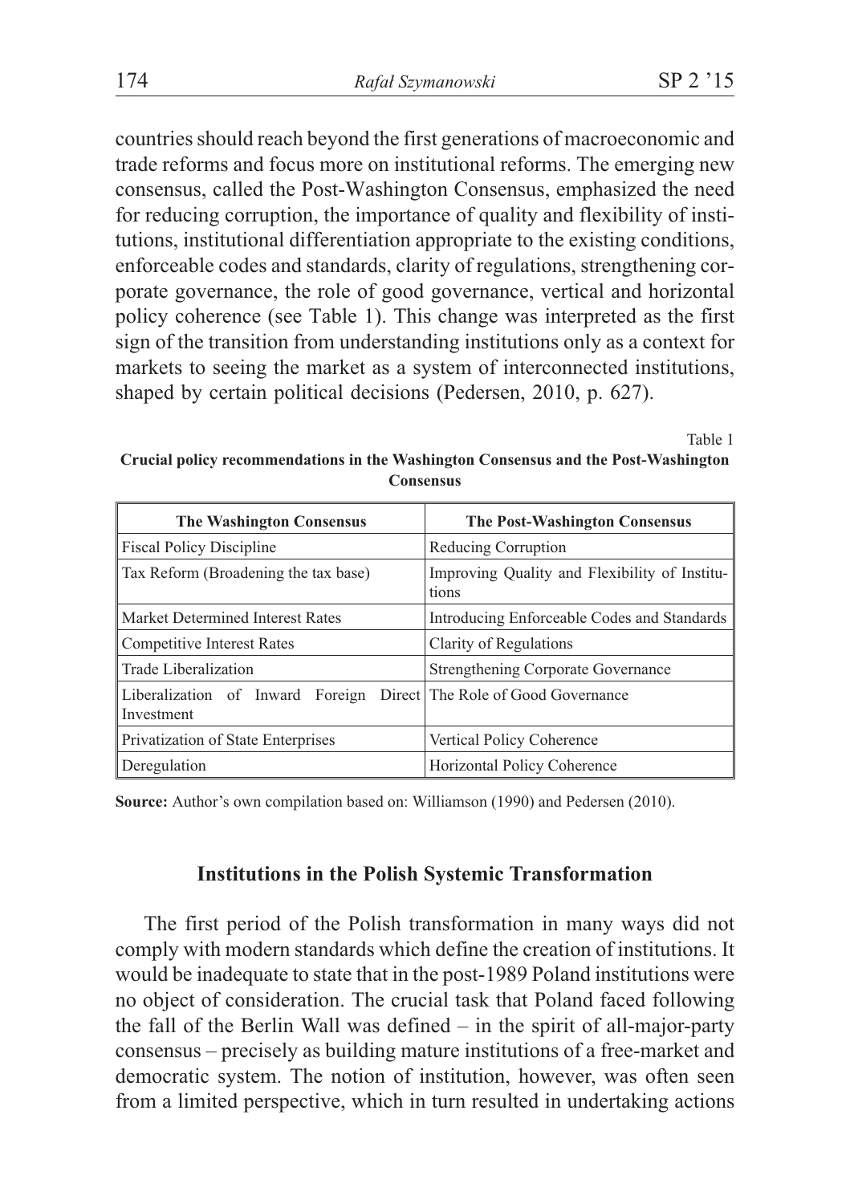countries should reach beyond the first generations of macroeconomic and trade reforms and focus more on institutional reforms. The emerging new consensus, called the Post-Washington Consensus, emphasized the need for reducing corruption, the importance of quality and flexibility of institutions, institutional differentiation appropriate to the existing conditions, enforceable codes and standards, clarity of regulations, strengthening corporate governance, the role of good governance, vertical and horizontal policy coherence (see Table 1). This change was interpreted as the first sign of the transition from understanding institutions only as a context for markets to seeing the market as a system of interconnected institutions, shaped by certain political decisions (Pedersen, 2010, p. 627).

Table 1

**Crucial policy recommendations in the Washington Consensus and the Post-Washington Consensus**

| The Washington Consensus | The Post-Washington Consensus |
|---|---|
| Fiscal Policy Discipline | Reducing Corruption |
| Tax Reform (Broadening the tax base) | Improving Quality and Flexibility of Institutions |
| Market Determined Interest Rates | Introducing Enforceable Codes and Standards |
| Competitive Interest Rates | Clarity of Regulations |
| Trade Liberalization | Strengthening Corporate Governance |
| Liberalization of Inward Foreign Direct Investment | The Role of Good Governance |
| Privatization of State Enterprises | Vertical Policy Coherence |
| Deregulation | Horizontal Policy Coherence |

**Source:** Author's own compilation based on: Williamson (1990) and Pedersen (2010).

## Institutions in the Polish Systemic Transformation

The first period of the Polish transformation in many ways did not comply with modern standards which define the creation of institutions. It would be inadequate to state that in the post-1989 Poland institutions were no object of consideration. The crucial task that Poland faced following the fall of the Berlin Wall was defined – in the spirit of all-major-party consensus – precisely as building mature institutions of a free-market and democratic system. The notion of institution, however, was often seen from a limited perspective, which in turn resulted in undertaking actions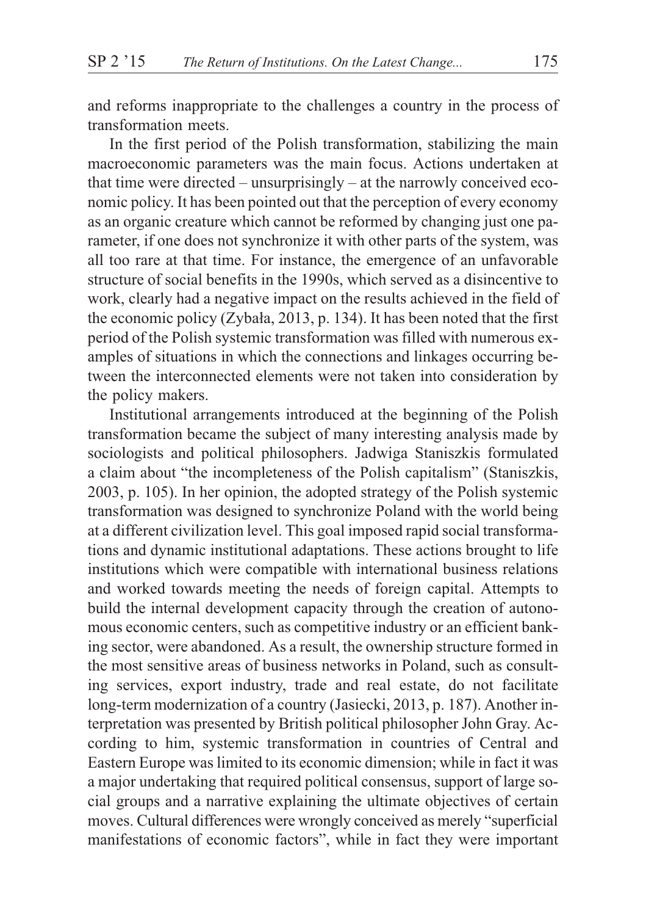and reforms inappropriate to the challenges a country in the process of transformation meets.

In the first period of the Polish transformation, stabilizing the main macroeconomic parameters was the main focus. Actions undertaken at that time were directed – unsurprisingly – at the narrowly conceived economic policy. It has been pointed out that the perception of every economy as an organic creature which cannot be reformed by changing just one parameter, if one does not synchronize it with other parts of the system, was all too rare at that time. For instance, the emergence of an unfavorable structure of social benefits in the 1990s, which served as a disincentive to work, clearly had a negative impact on the results achieved in the field of the economic policy (Zybała, 2013, p. 134). It has been noted that the first period of the Polish systemic transformation was filled with numerous examples of situations in which the connections and linkages occurring between the interconnected elements were not taken into consideration by the policy makers.

Institutional arrangements introduced at the beginning of the Polish transformation became the subject of many interesting analysis made by sociologists and political philosophers. Jadwiga Staniszkis formulated a claim about "the incompleteness of the Polish capitalism" (Staniszkis, 2003, p. 105). In her opinion, the adopted strategy of the Polish systemic transformation was designed to synchronize Poland with the world being at a different civilization level. This goal imposed rapid social transformations and dynamic institutional adaptations. These actions brought to life institutions which were compatible with international business relations and worked towards meeting the needs of foreign capital. Attempts to build the internal development capacity through the creation of autonomous economic centers, such as competitive industry or an efficient banking sector, were abandoned. As a result, the ownership structure formed in the most sensitive areas of business networks in Poland, such as consulting services, export industry, trade and real estate, do not facilitate long-term modernization of a country (Jasiecki, 2013, p. 187). Another interpretation was presented by British political philosopher John Gray. According to him, systemic transformation in countries of Central and Eastern Europe was limited to its economic dimension; while in fact it was a major undertaking that required political consensus, support of large social groups and a narrative explaining the ultimate objectives of certain moves. Cultural differences were wrongly conceived as merely "superficial manifestations of economic factors", while in fact they were important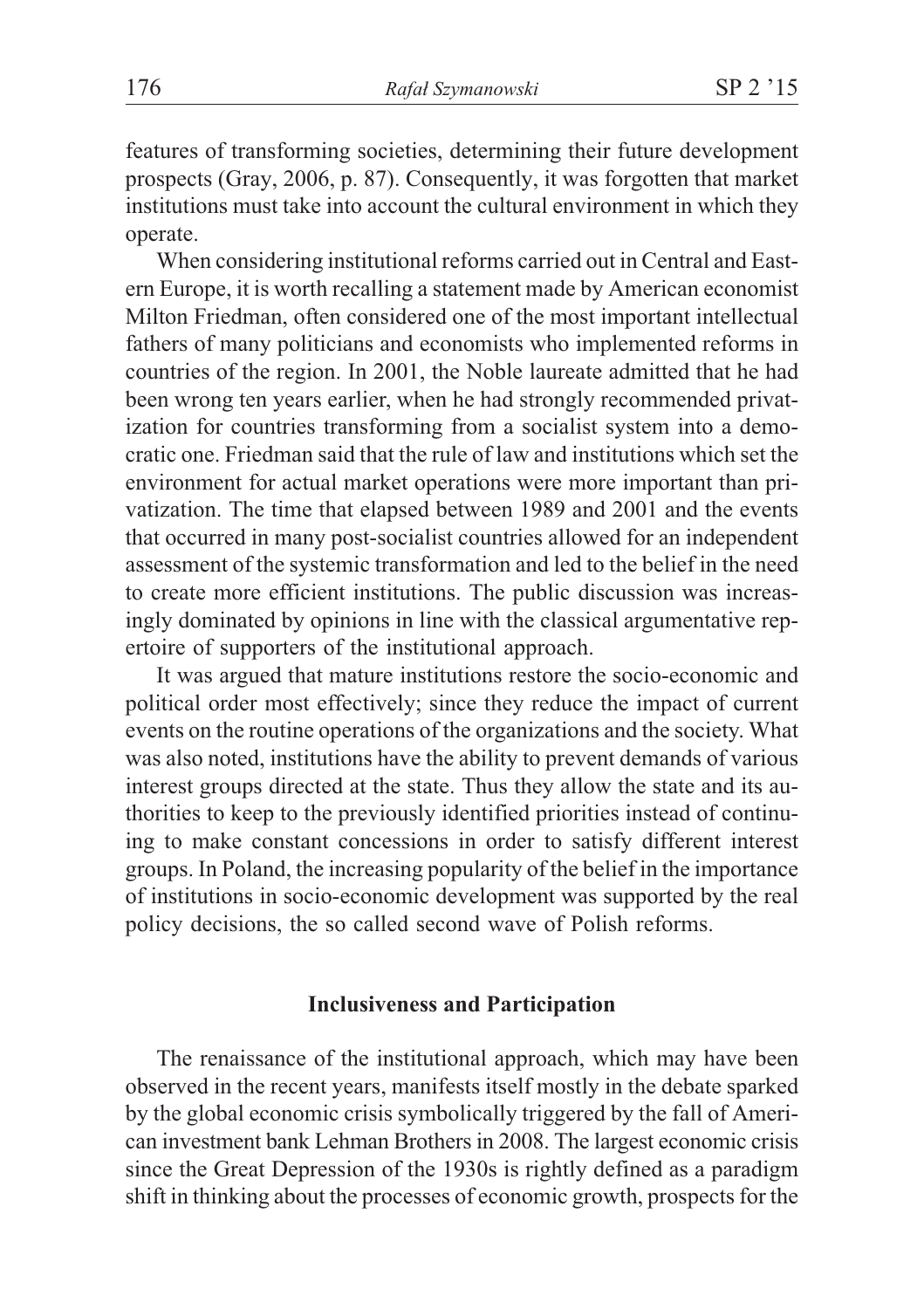features of transforming societies, determining their future development prospects (Gray, 2006, p. 87). Consequently, it was forgotten that market institutions must take into account the cultural environment in which they operate.

When considering institutional reforms carried out in Central and Eastern Europe, it is worth recalling a statement made by American economist Milton Friedman, often considered one of the most important intellectual fathers of many politicians and economists who implemented reforms in countries of the region. In 2001, the Noble laureate admitted that he had been wrong ten years earlier, when he had strongly recommended privatization for countries transforming from a socialist system into a democratic one. Friedman said that the rule of law and institutions which set the environment for actual market operations were more important than privatization. The time that elapsed between 1989 and 2001 and the events that occurred in many post-socialist countries allowed for an independent assessment of the systemic transformation and led to the belief in the need to create more efficient institutions. The public discussion was increasingly dominated by opinions in line with the classical argumentative repertoire of supporters of the institutional approach.

It was argued that mature institutions restore the socio-economic and political order most effectively; since they reduce the impact of current events on the routine operations of the organizations and the society. What was also noted, institutions have the ability to prevent demands of various interest groups directed at the state. Thus they allow the state and its authorities to keep to the previously identified priorities instead of continuing to make constant concessions in order to satisfy different interest groups. In Poland, the increasing popularity of the belief in the importance of institutions in socio-economic development was supported by the real policy decisions, the so called second wave of Polish reforms.

## Inclusiveness and Participation

The renaissance of the institutional approach, which may have been observed in the recent years, manifests itself mostly in the debate sparked by the global economic crisis symbolically triggered by the fall of American investment bank Lehman Brothers in 2008. The largest economic crisis since the Great Depression of the 1930s is rightly defined as a paradigm shift in thinking about the processes of economic growth, prospects for the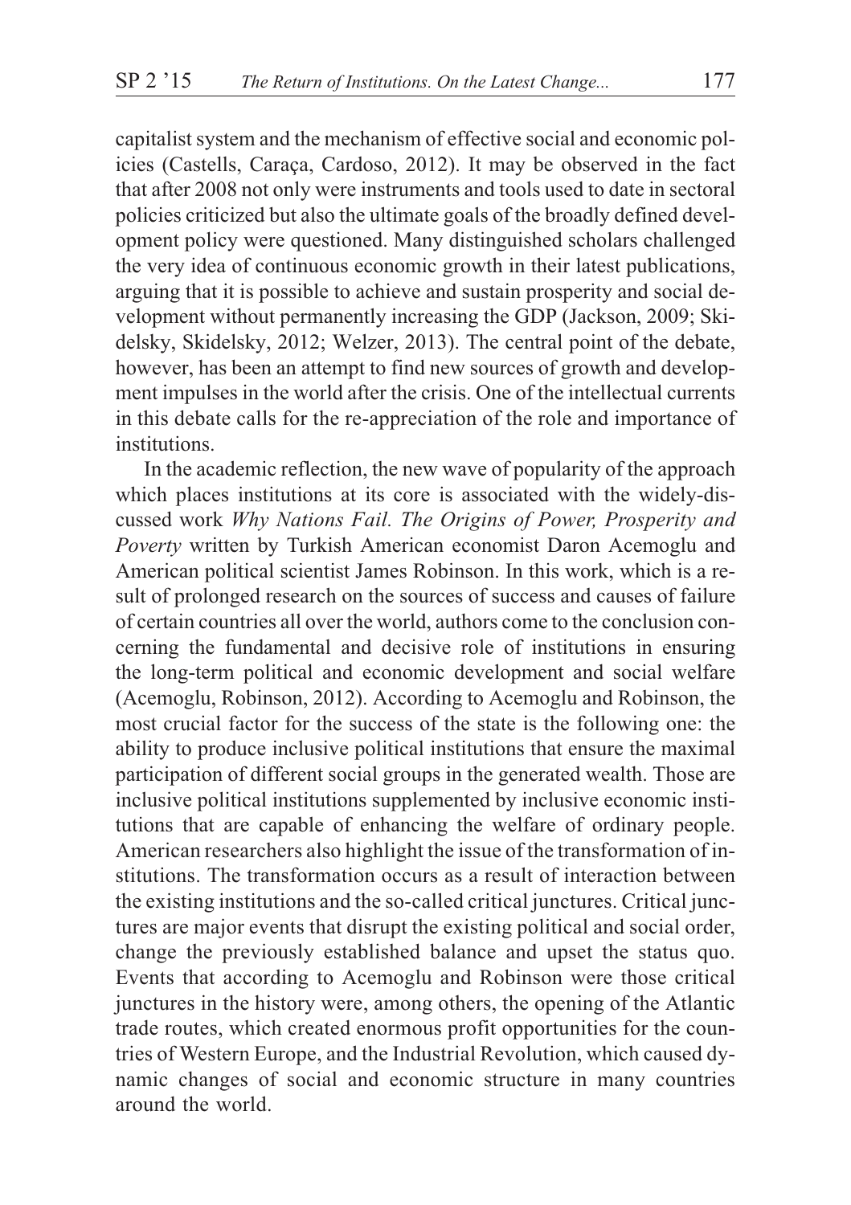capitalist system and the mechanism of effective social and economic policies (Castells, Caraça, Cardoso, 2012). It may be observed in the fact that after 2008 not only were instruments and tools used to date in sectoral policies criticized but also the ultimate goals of the broadly defined development policy were questioned. Many distinguished scholars challenged the very idea of continuous economic growth in their latest publications, arguing that it is possible to achieve and sustain prosperity and social development without permanently increasing the GDP (Jackson, 2009; Skidelsky, Skidelsky, 2012; Welzer, 2013). The central point of the debate, however, has been an attempt to find new sources of growth and development impulses in the world after the crisis. One of the intellectual currents in this debate calls for the re-appreciation of the role and importance of institutions.

In the academic reflection, the new wave of popularity of the approach which places institutions at its core is associated with the widely-discussed work *Why Nations Fail. The Origins of Power, Prosperity and Poverty* written by Turkish American economist Daron Acemoglu and American political scientist James Robinson. In this work, which is a result of prolonged research on the sources of success and causes of failure of certain countries all over the world, authors come to the conclusion concerning the fundamental and decisive role of institutions in ensuring the long-term political and economic development and social welfare (Acemoglu, Robinson, 2012). According to Acemoglu and Robinson, the most crucial factor for the success of the state is the following one: the ability to produce inclusive political institutions that ensure the maximal participation of different social groups in the generated wealth. Those are inclusive political institutions supplemented by inclusive economic institutions that are capable of enhancing the welfare of ordinary people. American researchers also highlight the issue of the transformation of institutions. The transformation occurs as a result of interaction between the existing institutions and the so-called critical junctures. Critical junctures are major events that disrupt the existing political and social order, change the previously established balance and upset the status quo. Events that according to Acemoglu and Robinson were those critical junctures in the history were, among others, the opening of the Atlantic trade routes, which created enormous profit opportunities for the countries of Western Europe, and the Industrial Revolution, which caused dynamic changes of social and economic structure in many countries around the world.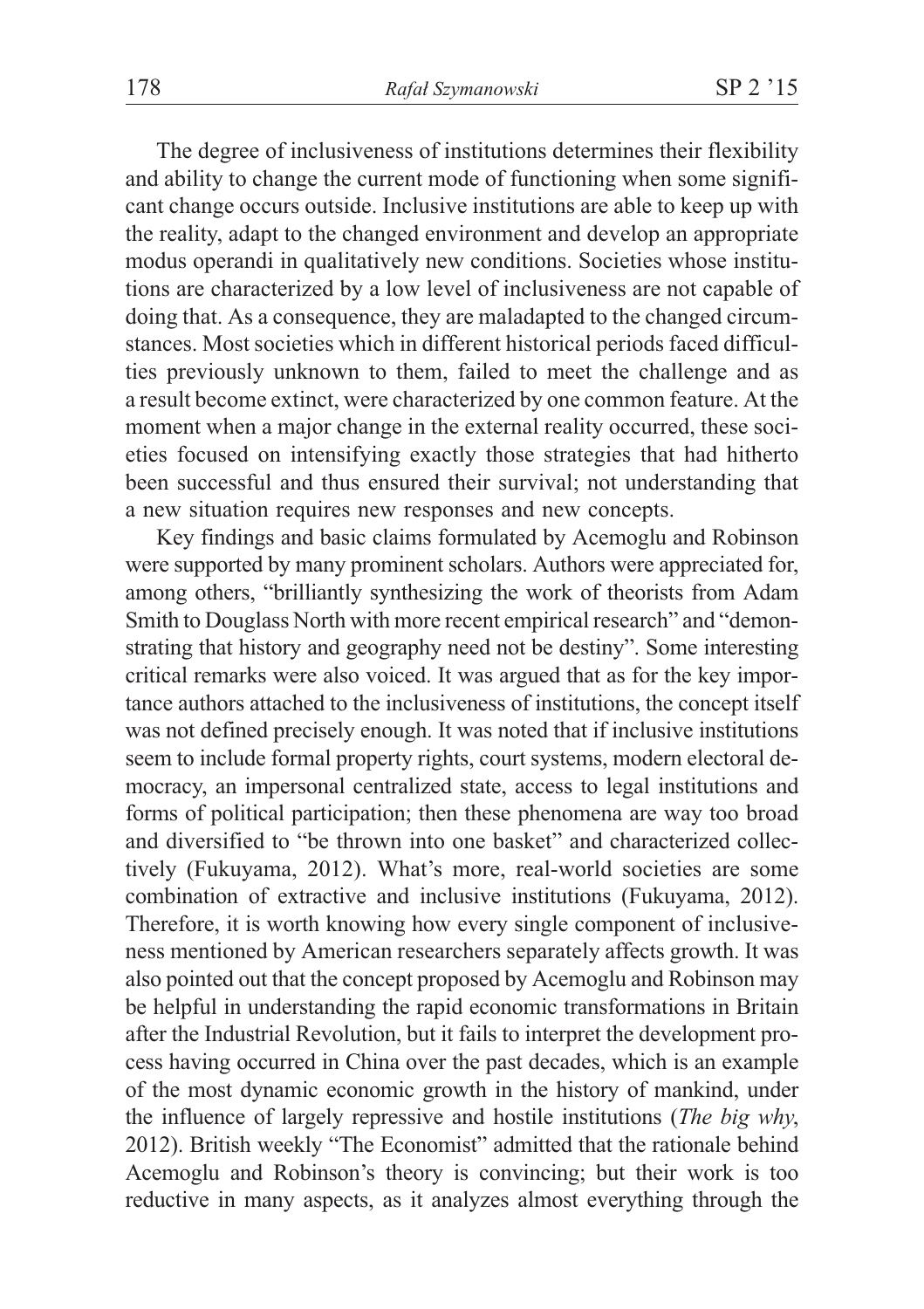The degree of inclusiveness of institutions determines their flexibility and ability to change the current mode of functioning when some significant change occurs outside. Inclusive institutions are able to keep up with the reality, adapt to the changed environment and develop an appropriate modus operandi in qualitatively new conditions. Societies whose institutions are characterized by a low level of inclusiveness are not capable of doing that. As a consequence, they are maladapted to the changed circumstances. Most societies which in different historical periods faced difficulties previously unknown to them, failed to meet the challenge and as a result become extinct, were characterized by one common feature. At the moment when a major change in the external reality occurred, these societies focused on intensifying exactly those strategies that had hitherto been successful and thus ensured their survival; not understanding that a new situation requires new responses and new concepts.

Key findings and basic claims formulated by Acemoglu and Robinson were supported by many prominent scholars. Authors were appreciated for, among others, "brilliantly synthesizing the work of theorists from Adam Smith to Douglass North with more recent empirical research" and "demonstrating that history and geography need not be destiny". Some interesting critical remarks were also voiced. It was argued that as for the key importance authors attached to the inclusiveness of institutions, the concept itself was not defined precisely enough. It was noted that if inclusive institutions seem to include formal property rights, court systems, modern electoral democracy, an impersonal centralized state, access to legal institutions and forms of political participation; then these phenomena are way too broad and diversified to "be thrown into one basket" and characterized collectively (Fukuyama, 2012). What's more, real-world societies are some combination of extractive and inclusive institutions (Fukuyama, 2012). Therefore, it is worth knowing how every single component of inclusiveness mentioned by American researchers separately affects growth. It was also pointed out that the concept proposed by Acemoglu and Robinson may be helpful in understanding the rapid economic transformations in Britain after the Industrial Revolution, but it fails to interpret the development process having occurred in China over the past decades, which is an example of the most dynamic economic growth in the history of mankind, under the influence of largely repressive and hostile institutions (*The big why*, 2012). British weekly "The Economist" admitted that the rationale behind Acemoglu and Robinson's theory is convincing; but their work is too reductive in many aspects, as it analyzes almost everything through the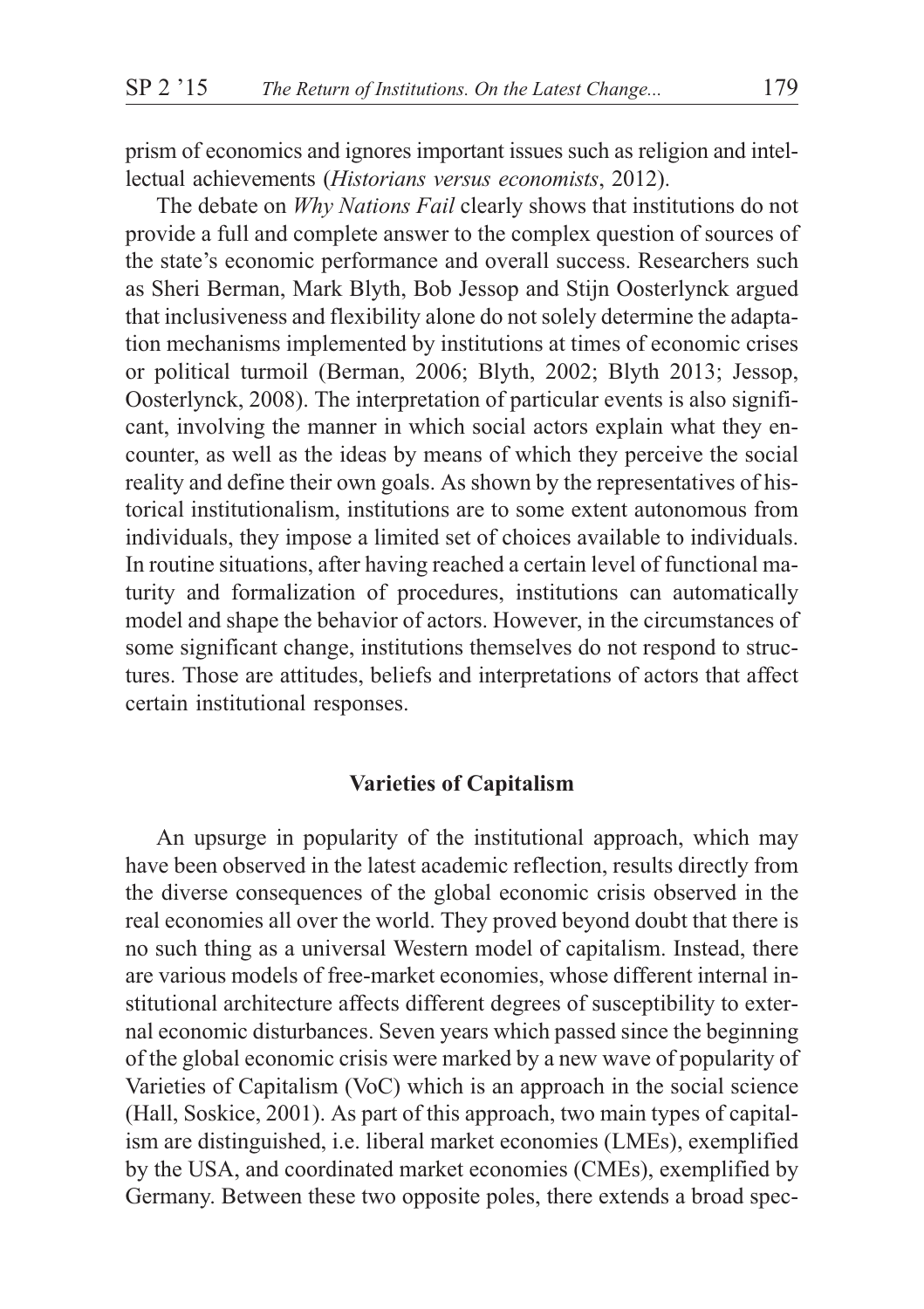prism of economics and ignores important issues such as religion and intellectual achievements (*Historians versus economists*, 2012).

The debate on *Why Nations Fail* clearly shows that institutions do not provide a full and complete answer to the complex question of sources of the state's economic performance and overall success. Researchers such as Sheri Berman, Mark Blyth, Bob Jessop and Stijn Oosterlynck argued that inclusiveness and flexibility alone do not solely determine the adaptation mechanisms implemented by institutions at times of economic crises or political turmoil (Berman, 2006; Blyth, 2002; Blyth 2013; Jessop, Oosterlynck, 2008). The interpretation of particular events is also significant, involving the manner in which social actors explain what they encounter, as well as the ideas by means of which they perceive the social reality and define their own goals. As shown by the representatives of historical institutionalism, institutions are to some extent autonomous from individuals, they impose a limited set of choices available to individuals. In routine situations, after having reached a certain level of functional maturity and formalization of procedures, institutions can automatically model and shape the behavior of actors. However, in the circumstances of some significant change, institutions themselves do not respond to structures. Those are attitudes, beliefs and interpretations of actors that affect certain institutional responses.

## Varieties of Capitalism

An upsurge in popularity of the institutional approach, which may have been observed in the latest academic reflection, results directly from the diverse consequences of the global economic crisis observed in the real economies all over the world. They proved beyond doubt that there is no such thing as a universal Western model of capitalism. Instead, there are various models of free-market economies, whose different internal institutional architecture affects different degrees of susceptibility to external economic disturbances. Seven years which passed since the beginning of the global economic crisis were marked by a new wave of popularity of Varieties of Capitalism (VoC) which is an approach in the social science (Hall, Soskice, 2001). As part of this approach, two main types of capitalism are distinguished, i.e. liberal market economies (LMEs), exemplified by the USA, and coordinated market economies (CMEs), exemplified by Germany. Between these two opposite poles, there extends a broad spec-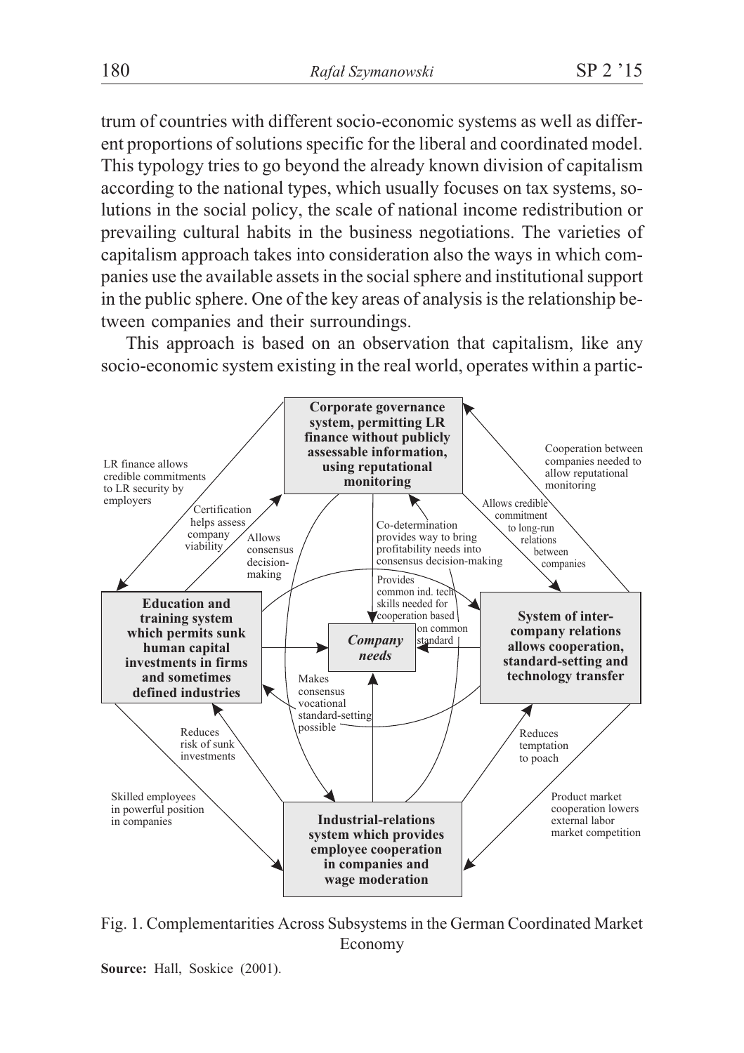trum of countries with different socio-economic systems as well as different proportions of solutions specific for the liberal and coordinated model. This typology tries to go beyond the already known division of capitalism according to the national types, which usually focuses on tax systems, solutions in the social policy, the scale of national income redistribution or prevailing cultural habits in the business negotiations. The varieties of capitalism approach takes into consideration also the ways in which companies use the available assets in the social sphere and institutional support in the public sphere. One of the key areas of analysis is the relationship between companies and their surroundings.

This approach is based on an observation that capitalism, like any socio-economic system existing in the real world, operates within a partic-

**Corporate governance system, permitting LR finance without publicly assessable information, using reputational monitoring**

**Education and training system which permits sunk human capital investments in firms and sometimes defined industries**

***Company needs***

**System of inter-company relations allows cooperation, standard-setting and technology transfer**

**Industrial-relations system which provides employee cooperation in companies and wage moderation**

LR finance allows credible commitments to LR security by employers

Certification helps assess company viability

Allows consensus decision-making

Co-determination provides way to bring profitability needs into consensus decision-making

Allows credible commitment to long-run relations between companies

Cooperation between companies needed to allow reputational monitoring

Provides common ind. tech skills needed for cooperation based on common standard

Makes consensus vocational standard-setting possible

Reduces risk of sunk investments

Reduces temptation to poach

Skilled employees in powerful position in companies

Product market cooperation lowers external labor market competition

Fig. 1. Complementarities Across Subsystems in the German Coordinated Market Economy

**Source:** Hall, Soskice (2001).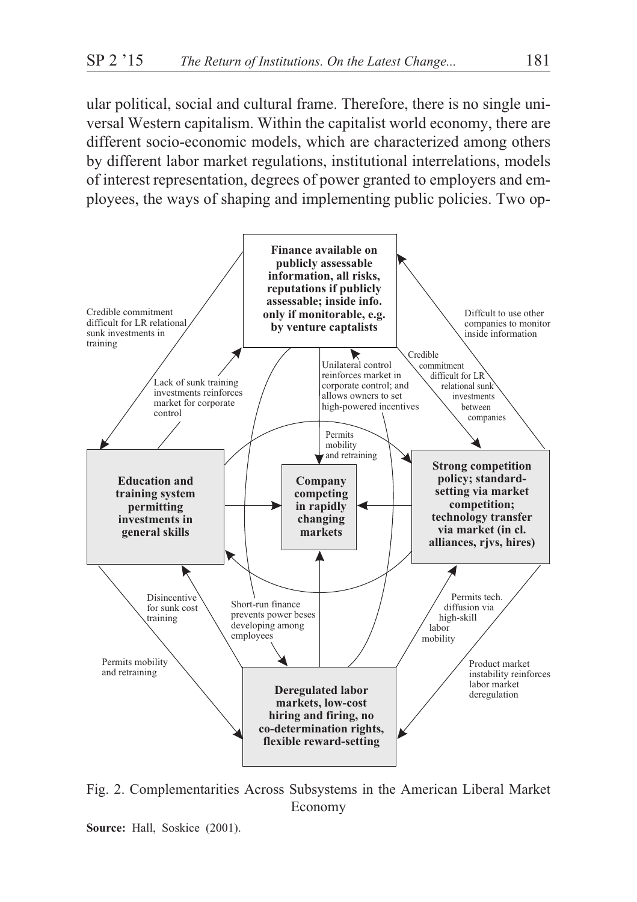ular political, social and cultural frame. Therefore, there is no single universal Western capitalism. Within the capitalist world economy, there are different socio-economic models, which are characterized among others by different labor market regulations, institutional interrelations, models of interest representation, degrees of power granted to employers and employees, the ways of shaping and implementing public policies. Two op-

**Finance available on publicly assessable information, all risks, reputations if publicly assessable; inside info. only if monitorable, e.g. by venture captalists**

**Education and training system permitting investments in general skills**

**Company competing in rapidly changing markets**

**Strong competition policy; standard-setting via market competition; technology transfer via market (in cl. alliances, rjvs, hires)**

**Deregulated labor markets, low-cost hiring and firing, no co-determination rights, flexible reward-setting**

Credible commitment difficult for LR relational sunk investments in training

Lack of sunk training investments reinforces market for corporate control

Unilateral control reinforces market in corporate control; and allows owners to set high-powered incentives

Credible commitment difficult for LR relational sunk investments between companies

Diffcult to use other companies to monitor inside information

Permits mobility and retraining

Disincentive for sunk cost training

Short-run finance prevents power beses developing among employees

Permits tech. diffusion via high-skill labor mobility

Permits mobility and retraining

Product market instability reinforces labor market deregulation

Fig. 2. Complementarities Across Subsystems in the American Liberal Market Economy

**Source:** Hall, Soskice (2001).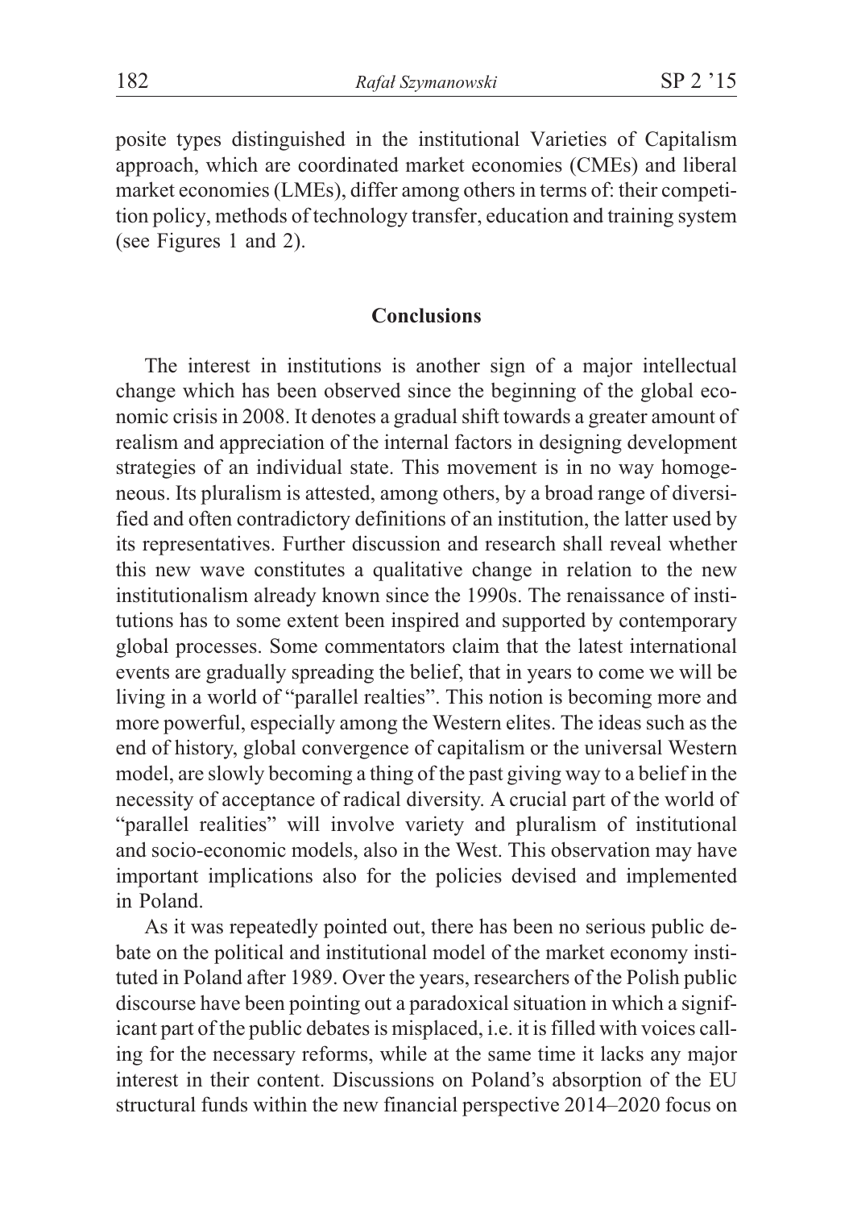posite types distinguished in the institutional Varieties of Capitalism approach, which are coordinated market economies (CMEs) and liberal market economies (LMEs), differ among others in terms of: their competition policy, methods of technology transfer, education and training system (see Figures 1 and 2).

## Conclusions

The interest in institutions is another sign of a major intellectual change which has been observed since the beginning of the global economic crisis in 2008. It denotes a gradual shift towards a greater amount of realism and appreciation of the internal factors in designing development strategies of an individual state. This movement is in no way homogeneous. Its pluralism is attested, among others, by a broad range of diversified and often contradictory definitions of an institution, the latter used by its representatives. Further discussion and research shall reveal whether this new wave constitutes a qualitative change in relation to the new institutionalism already known since the 1990s. The renaissance of institutions has to some extent been inspired and supported by contemporary global processes. Some commentators claim that the latest international events are gradually spreading the belief, that in years to come we will be living in a world of "parallel realties". This notion is becoming more and more powerful, especially among the Western elites. The ideas such as the end of history, global convergence of capitalism or the universal Western model, are slowly becoming a thing of the past giving way to a belief in the necessity of acceptance of radical diversity. A crucial part of the world of "parallel realities" will involve variety and pluralism of institutional and socio-economic models, also in the West. This observation may have important implications also for the policies devised and implemented in Poland.

As it was repeatedly pointed out, there has been no serious public debate on the political and institutional model of the market economy instituted in Poland after 1989. Over the years, researchers of the Polish public discourse have been pointing out a paradoxical situation in which a significant part of the public debates is misplaced, i.e. it is filled with voices calling for the necessary reforms, while at the same time it lacks any major interest in their content. Discussions on Poland's absorption of the EU structural funds within the new financial perspective 2014–2020 focus on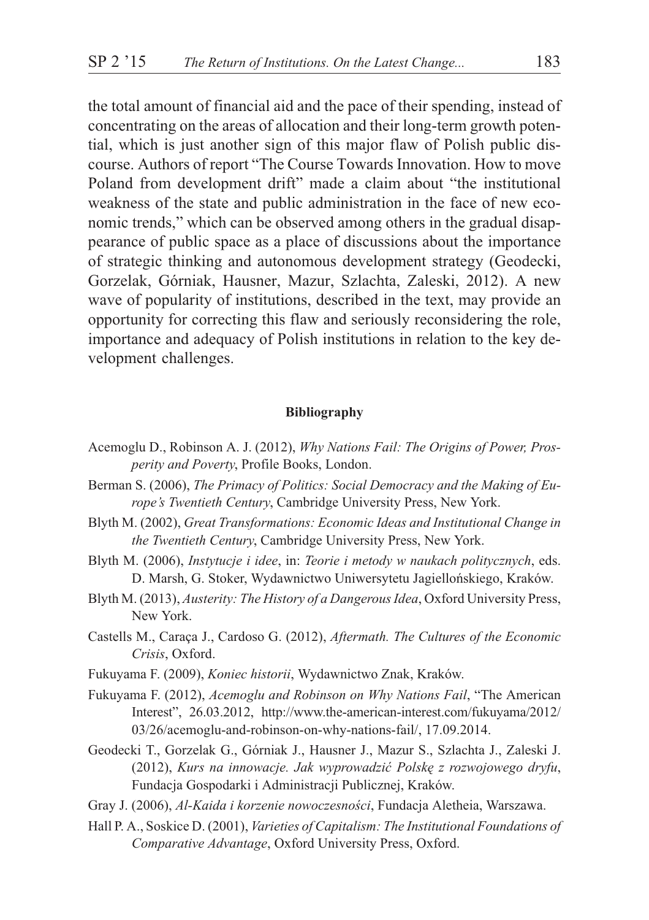the total amount of financial aid and the pace of their spending, instead of concentrating on the areas of allocation and their long-term growth potential, which is just another sign of this major flaw of Polish public discourse. Authors of report "The Course Towards Innovation. How to move Poland from development drift" made a claim about "the institutional weakness of the state and public administration in the face of new economic trends," which can be observed among others in the gradual disappearance of public space as a place of discussions about the importance of strategic thinking and autonomous development strategy (Geodecki, Gorzelak, Górniak, Hausner, Mazur, Szlachta, Zaleski, 2012). A new wave of popularity of institutions, described in the text, may provide an opportunity for correcting this flaw and seriously reconsidering the role, importance and adequacy of Polish institutions in relation to the key development challenges.

**Bibliography**

Acemoglu D., Robinson A. J. (2012), *Why Nations Fail: The Origins of Power, Prosperity and Poverty*, Profile Books, London.

Berman S. (2006), *The Primacy of Politics: Social Democracy and the Making of Europe's Twentieth Century*, Cambridge University Press, New York.

Blyth M. (2002), *Great Transformations: Economic Ideas and Institutional Change in the Twentieth Century*, Cambridge University Press, New York.

Blyth M. (2006), *Instytucje i idee*, in: *Teorie i metody w naukach politycznych*, eds. D. Marsh, G. Stoker, Wydawnictwo Uniwersytetu Jagiellońskiego, Kraków.

Blyth M. (2013), *Austerity: The History of a Dangerous Idea*, Oxford University Press, New York.

Castells M., Caraça J., Cardoso G. (2012), *Aftermath. The Cultures of the Economic Crisis*, Oxford.

Fukuyama F. (2009), *Koniec historii*, Wydawnictwo Znak, Kraków.

Fukuyama F. (2012), *Acemoglu and Robinson on Why Nations Fail*, "The American Interest", 26.03.2012, http://www.the-american-interest.com/fukuyama/2012/03/26/acemoglu-and-robinson-on-why-nations-fail/, 17.09.2014.

Geodecki T., Gorzelak G., Górniak J., Hausner J., Mazur S., Szlachta J., Zaleski J. (2012), *Kurs na innowacje. Jak wyprowadzić Polskę z rozwojowego dryfu*, Fundacja Gospodarki i Administracji Publicznej, Kraków.

Gray J. (2006), *Al-Kaida i korzenie nowoczesności*, Fundacja Aletheia, Warszawa.

Hall P. A., Soskice D. (2001), *Varieties of Capitalism: The Institutional Foundations of Comparative Advantage*, Oxford University Press, Oxford.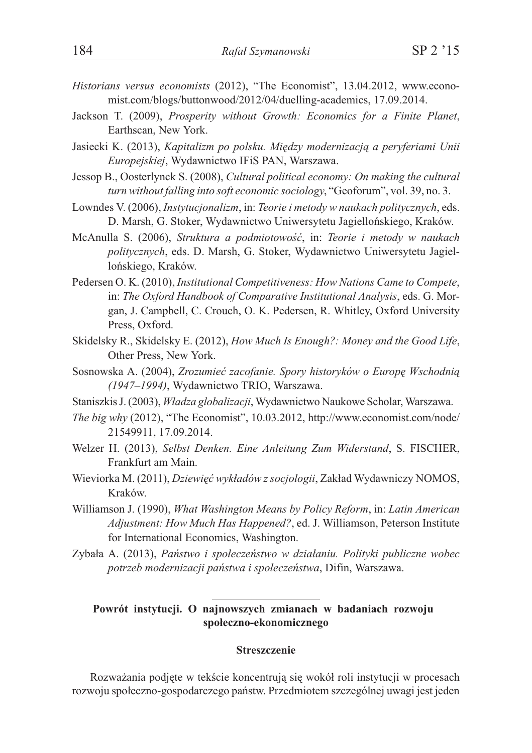*Historians versus economists* (2012), "The Economist", 13.04.2012, www.economist.com/blogs/buttonwood/2012/04/duelling-academics, 17.09.2014.

Jackson T. (2009), *Prosperity without Growth: Economics for a Finite Planet*, Earthscan, New York.

Jasiecki K. (2013), *Kapitalizm po polsku. Między modernizacją a peryferiami Unii Europejskiej*, Wydawnictwo IFiS PAN, Warszawa.

Jessop B., Oosterlynck S. (2008), *Cultural political economy: On making the cultural turn without falling into soft economic sociology*, "Geoforum", vol. 39, no. 3.

Lowndes V. (2006), *Instytucjonalizm*, in: *Teorie i metody w naukach politycznych*, eds. D. Marsh, G. Stoker, Wydawnictwo Uniwersytetu Jagiellońskiego, Kraków.

McAnulla S. (2006), *Struktura a podmiotowość*, in: *Teorie i metody w naukach politycznych*, eds. D. Marsh, G. Stoker, Wydawnictwo Uniwersytetu Jagiellońskiego, Kraków.

Pedersen O. K. (2010), *Institutional Competitiveness: How Nations Came to Compete*, in: *The Oxford Handbook of Comparative Institutional Analysis*, eds. G. Morgan, J. Campbell, C. Crouch, O. K. Pedersen, R. Whitley, Oxford University Press, Oxford.

Skidelsky R., Skidelsky E. (2012), *How Much Is Enough?: Money and the Good Life*, Other Press, New York.

Sosnowska A. (2004), *Zrozumieć zacofanie. Spory historyków o Europę Wschodnią (1947–1994)*, Wydawnictwo TRIO, Warszawa.

Staniszkis J. (2003), *Władza globalizacji*, Wydawnictwo Naukowe Scholar, Warszawa.

*The big why* (2012), "The Economist", 10.03.2012, http://www.economist.com/node/21549911, 17.09.2014.

Welzer H. (2013), *Selbst Denken. Eine Anleitung Zum Widerstand*, S. FISCHER, Frankfurt am Main.

Wieviorka M. (2011), *Dziewięć wykładów z socjologii*, Zakład Wydawniczy NOMOS, Kraków.

Williamson J. (1990), *What Washington Means by Policy Reform*, in: *Latin American Adjustment: How Much Has Happened?*, ed. J. Williamson, Peterson Institute for International Economics, Washington.

Zybała A. (2013), *Państwo i społeczeństwo w działaniu. Polityki publiczne wobec potrzeb modernizacji państwa i społeczeństwa*, Difin, Warszawa.

---

**Powrót instytucji. O najnowszych zmianach w badaniach rozwoju społeczno-ekonomicznego**

**Streszczenie**

Rozważania podjęte w tekście koncentrują się wokół roli instytucji w procesach rozwoju społeczno-gospodarczego państw. Przedmiotem szczególnej uwagi jest jeden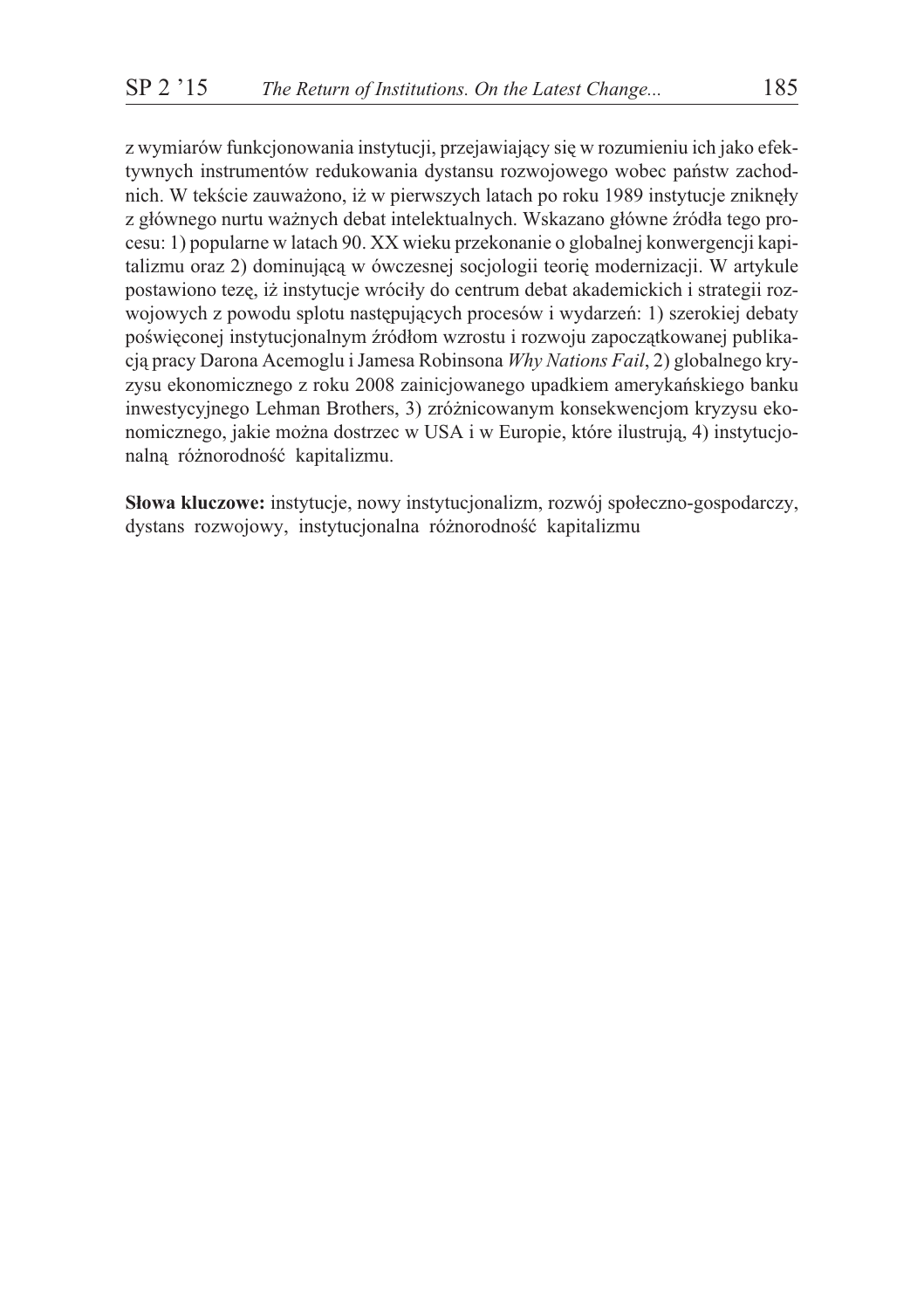z wymiarów funkcjonowania instytucji, przejawiający się w rozumieniu ich jako efektywnych instrumentów redukowania dystansu rozwojowego wobec państw zachodnich. W tekście zauważono, iż w pierwszych latach po roku 1989 instytucje zniknęły z głównego nurtu ważnych debat intelektualnych. Wskazano główne źródła tego procesu: 1) popularne w latach 90. XX wieku przekonanie o globalnej konwergencji kapitalizmu oraz 2) dominującą w ówczesnej socjologii teorię modernizacji. W artykule postawiono tezę, iż instytucje wróciły do centrum debat akademickich i strategii rozwojowych z powodu splotu następujących procesów i wydarzeń: 1) szerokiej debaty poświęconej instytucjonalnym źródłom wzrostu i rozwoju zapoczątkowanej publikacją pracy Darona Acemoglu i Jamesa Robinsona *Why Nations Fail*, 2) globalnego kryzysu ekonomicznego z roku 2008 zainicjowanego upadkiem amerykańskiego banku inwestycyjnego Lehman Brothers, 3) zróżnicowanym konsekwencjom kryzysu ekonomicznego, jakie można dostrzec w USA i w Europie, które ilustrują, 4) instytucjonalną różnorodność kapitalizmu.

**Słowa kluczowe:** instytucje, nowy instytucjonalizm, rozwój społeczno-gospodarczy, dystans rozwojowy, instytucjonalna różnorodność kapitalizmu